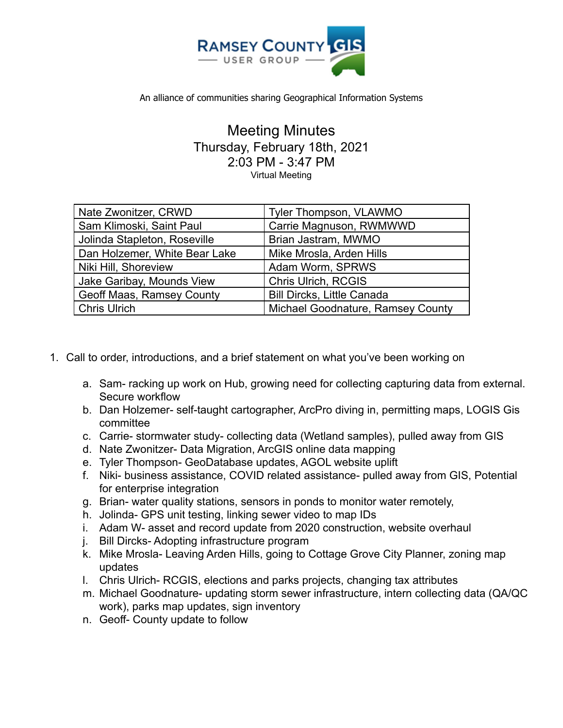RAMSEY COUNTY GIS USER GROUP

An alliance of communities sharing Geographical Information Systems

# Meeting Minutes

Thursday, February 18th, 2021

2:03 PM - 3:47 PM

Virtual Meeting

| | |
|---|---|
| Nate Zwonitzer, CRWD | Tyler Thompson, VLAWMO |
| Sam Klimoski, Saint Paul | Carrie Magnuson, RWMWWD |
| Jolinda Stapleton, Roseville | Brian Jastram, MWMO |
| Dan Holzemer, White Bear Lake | Mike Mrosla, Arden Hills |
| Niki Hill, Shoreview | Adam Worm, SPRWS |
| Jake Garibay, Mounds View | Chris Ulrich, RCGIS |
| Geoff Maas, Ramsey County | Bill Dircks, Little Canada |
| Chris Ulrich | Michael Goodnature, Ramsey County |

1. Call to order, introductions, and a brief statement on what you've been working on
    a. Sam- racking up work on Hub, growing need for collecting capturing data from external. Secure workflow
    b. Dan Holzemer- self-taught cartographer, ArcPro diving in, permitting maps, LOGIS Gis committee
    c. Carrie- stormwater study- collecting data (Wetland samples), pulled away from GIS
    d. Nate Zwonitzer- Data Migration, ArcGIS online data mapping
    e. Tyler Thompson- GeoDatabase updates, AGOL website uplift
    f. Niki- business assistance, COVID related assistance- pulled away from GIS, Potential for enterprise integration
    g. Brian- water quality stations, sensors in ponds to monitor water remotely,
    h. Jolinda- GPS unit testing, linking sewer video to map IDs
    i. Adam W- asset and record update from 2020 construction, website overhaul
    j. Bill Dircks- Adopting infrastructure program
    k. Mike Mrosla- Leaving Arden Hills, going to Cottage Grove City Planner, zoning map updates
    l. Chris Ulrich- RCGIS, elections and parks projects, changing tax attributes
    m. Michael Goodnature- updating storm sewer infrastructure, intern collecting data (QA/QC work), parks map updates, sign inventory
    n. Geoff- County update to follow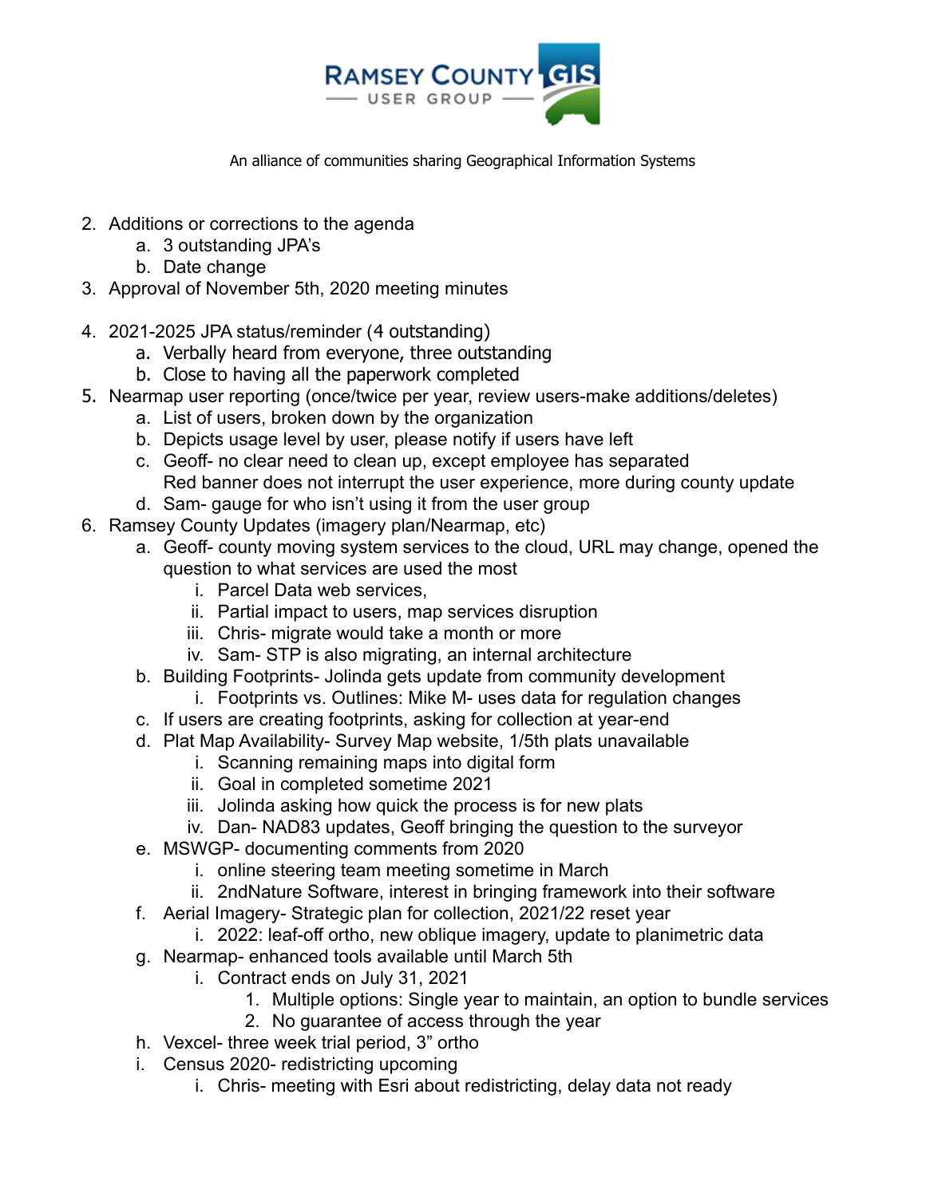RAMSEY COUNTY GIS
USER GROUP

An alliance of communities sharing Geographical Information Systems

2. Additions or corrections to the agenda
   a. 3 outstanding JPA's
   b. Date change
3. Approval of November 5th, 2020 meeting minutes

4. 2021-2025 JPA status/reminder (4 outstanding)
   a. Verbally heard from everyone, three outstanding
   b. Close to having all the paperwork completed
5. Nearmap user reporting (once/twice per year, review users-make additions/deletes)
   a. List of users, broken down by the organization
   b. Depicts usage level by user, please notify if users have left
   c. Geoff- no clear need to clean up, except employee has separated
      Red banner does not interrupt the user experience, more during county update
   d. Sam- gauge for who isn't using it from the user group
6. Ramsey County Updates (imagery plan/Nearmap, etc)
   a. Geoff- county moving system services to the cloud, URL may change, opened the question to what services are used the most
      i. Parcel Data web services,
      ii. Partial impact to users, map services disruption
      iii. Chris- migrate would take a month or more
      iv. Sam- STP is also migrating, an internal architecture
   b. Building Footprints- Jolinda gets update from community development
      i. Footprints vs. Outlines: Mike M- uses data for regulation changes
   c. If users are creating footprints, asking for collection at year-end
   d. Plat Map Availability- Survey Map website, 1/5th plats unavailable
      i. Scanning remaining maps into digital form
      ii. Goal in completed sometime 2021
      iii. Jolinda asking how quick the process is for new plats
      iv. Dan- NAD83 updates, Geoff bringing the question to the surveyor
   e. MSWGP- documenting comments from 2020
      i. online steering team meeting sometime in March
      ii. 2ndNature Software, interest in bringing framework into their software
   f. Aerial Imagery- Strategic plan for collection, 2021/22 reset year
      i. 2022: leaf-off ortho, new oblique imagery, update to planimetric data
   g. Nearmap- enhanced tools available until March 5th
      i. Contract ends on July 31, 2021
         1. Multiple options: Single year to maintain, an option to bundle services
         2. No guarantee of access through the year
   h. Vexcel- three week trial period, 3" ortho
   i. Census 2020- redistricting upcoming
      i. Chris- meeting with Esri about redistricting, delay data not ready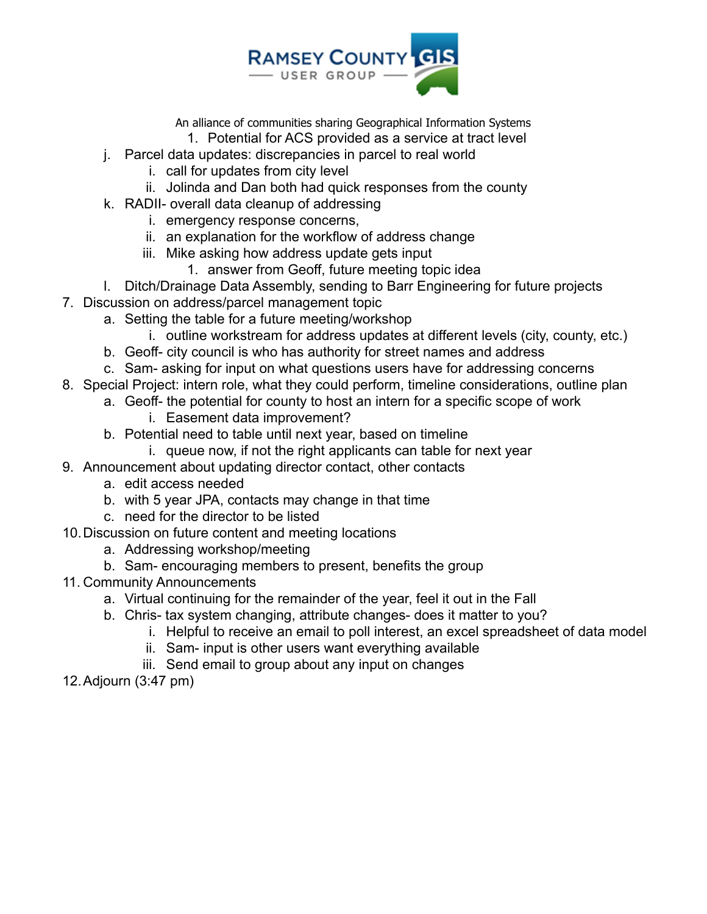RAMSEY COUNTY GIS USER GROUP

An alliance of communities sharing Geographical Information Systems

            1. Potential for ACS provided as a service at tract level
    - j. Parcel data updates: discrepancies in parcel to real world
        - i. call for updates from city level
        - ii. Jolinda and Dan both had quick responses from the county
    - k. RADII- overall data cleanup of addressing
        - i. emergency response concerns,
        - ii. an explanation for the workflow of address change
        - iii. Mike asking how address update gets input
            1. answer from Geoff, future meeting topic idea
    - l. Ditch/Drainage Data Assembly, sending to Barr Engineering for future projects
7. Discussion on address/parcel management topic
    - a. Setting the table for a future meeting/workshop
        - i. outline workstream for address updates at different levels (city, county, etc.)
    - b. Geoff- city council is who has authority for street names and address
    - c. Sam- asking for input on what questions users have for addressing concerns
8. Special Project: intern role, what they could perform, timeline considerations, outline plan
    - a. Geoff- the potential for county to host an intern for a specific scope of work
        - i. Easement data improvement?
    - b. Potential need to table until next year, based on timeline
        - i. queue now, if not the right applicants can table for next year
9. Announcement about updating director contact, other contacts
    - a. edit access needed
    - b. with 5 year JPA, contacts may change in that time
    - c. need for the director to be listed
10. Discussion on future content and meeting locations
    - a. Addressing workshop/meeting
    - b. Sam- encouraging members to present, benefits the group
11. Community Announcements
    - a. Virtual continuing for the remainder of the year, feel it out in the Fall
    - b. Chris- tax system changing, attribute changes- does it matter to you?
        - i. Helpful to receive an email to poll interest, an excel spreadsheet of data model
        - ii. Sam- input is other users want everything available
        - iii. Send email to group about any input on changes
12. Adjourn (3:47 pm)